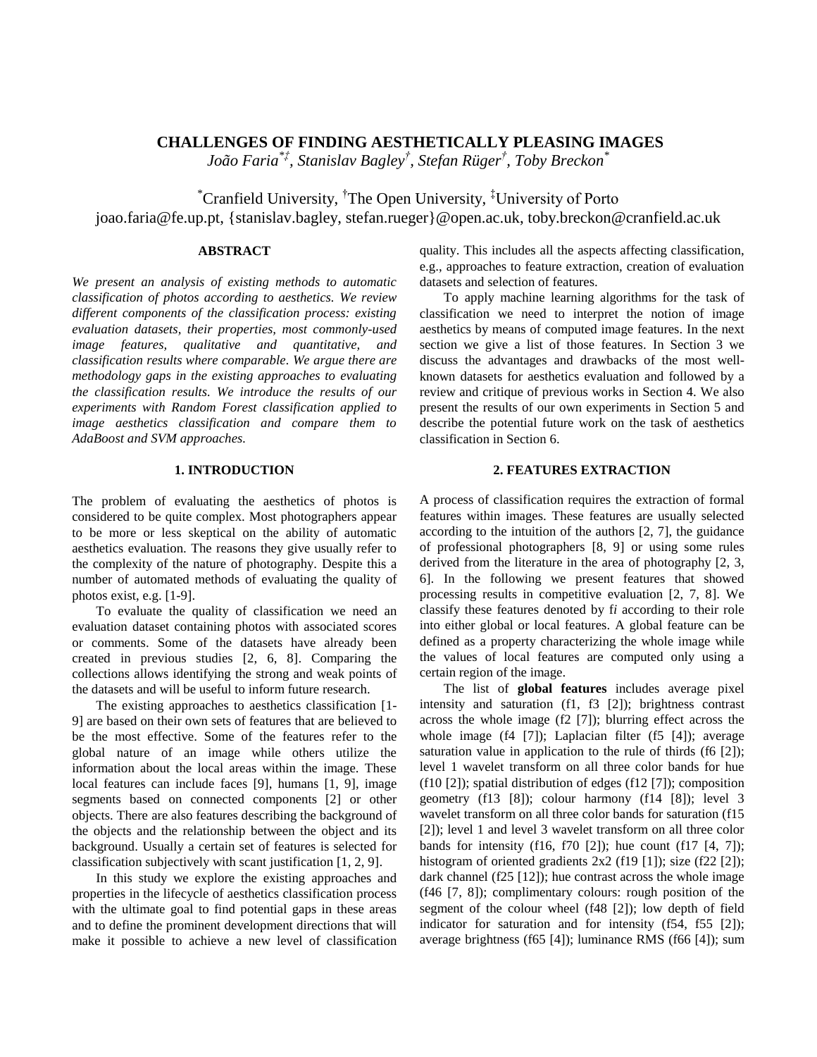# CHALLENGES OF FINDING AESTHETICALLY PLEASING IMAGES

*João Faria[*‡], Stanislav Bagley[†], Stefan Rüger[†], Toby Breckon[*]*

[*]Cranfield University, [†]The Open University, [‡]University of Porto
joao.faria@fe.up.pt, {stanislav.bagley, stefan.rueger}@open.ac.uk, toby.breckon@cranfield.ac.uk

## ABSTRACT

*We present an analysis of existing methods to automatic classification of photos according to aesthetics. We review different components of the classification process: existing evaluation datasets, their properties, most commonly-used image features, qualitative and quantitative, and classification results where comparable. We argue there are methodology gaps in the existing approaches to evaluating the classification results. We introduce the results of our experiments with Random Forest classification applied to image aesthetics classification and compare them to AdaBoost and SVM approaches.*

## 1. INTRODUCTION

The problem of evaluating the aesthetics of photos is considered to be quite complex. Most photographers appear to be more or less skeptical on the ability of automatic aesthetics evaluation. The reasons they give usually refer to the complexity of the nature of photography. Despite this a number of automated methods of evaluating the quality of photos exist, e.g. [1-9].

To evaluate the quality of classification we need an evaluation dataset containing photos with associated scores or comments. Some of the datasets have already been created in previous studies [2, 6, 8]. Comparing the collections allows identifying the strong and weak points of the datasets and will be useful to inform future research.

The existing approaches to aesthetics classification [1-9] are based on their own sets of features that are believed to be the most effective. Some of the features refer to the global nature of an image while others utilize the information about the local areas within the image. These local features can include faces [9], humans [1, 9], image segments based on connected components [2] or other objects. There are also features describing the background of the objects and the relationship between the object and its background. Usually a certain set of features is selected for classification subjectively with scant justification [1, 2, 9].

In this study we explore the existing approaches and properties in the lifecycle of aesthetics classification process with the ultimate goal to find potential gaps in these areas and to define the prominent development directions that will make it possible to achieve a new level of classification quality. This includes all the aspects affecting classification, e.g., approaches to feature extraction, creation of evaluation datasets and selection of features.

To apply machine learning algorithms for the task of classification we need to interpret the notion of image aesthetics by means of computed image features. In the next section we give a list of those features. In Section 3 we discuss the advantages and drawbacks of the most well-known datasets for aesthetics evaluation and followed by a review and critique of previous works in Section 4. We also present the results of our own experiments in Section 5 and describe the potential future work on the task of aesthetics classification in Section 6.

## 2. FEATURES EXTRACTION

A process of classification requires the extraction of formal features within images. These features are usually selected according to the intuition of the authors [2, 7], the guidance of professional photographers [8, 9] or using some rules derived from the literature in the area of photography [2, 3, 6]. In the following we present features that showed processing results in competitive evaluation [2, 7, 8]. We classify these features denoted by f*i* according to their role into either global or local features. A global feature can be defined as a property characterizing the whole image while the values of local features are computed only using a certain region of the image.

The list of **global features** includes average pixel intensity and saturation (f1, f3 [2]); brightness contrast across the whole image (f2 [7]); blurring effect across the whole image (f4 [7]); Laplacian filter (f5 [4]); average saturation value in application to the rule of thirds (f6 [2]); level 1 wavelet transform on all three color bands for hue (f10 [2]); spatial distribution of edges (f12 [7]); composition geometry (f13 [8]); colour harmony (f14 [8]); level 3 wavelet transform on all three color bands for saturation (f15 [2]); level 1 and level 3 wavelet transform on all three color bands for intensity (f16, f70 [2]); hue count (f17 [4, 7]); histogram of oriented gradients 2x2 (f19 [1]); size (f22 [2]); dark channel (f25 [12]); hue contrast across the whole image (f46 [7, 8]); complimentary colours: rough position of the segment of the colour wheel (f48 [2]); low depth of field indicator for saturation and for intensity (f54, f55 [2]); average brightness (f65 [4]); luminance RMS (f66 [4]); sum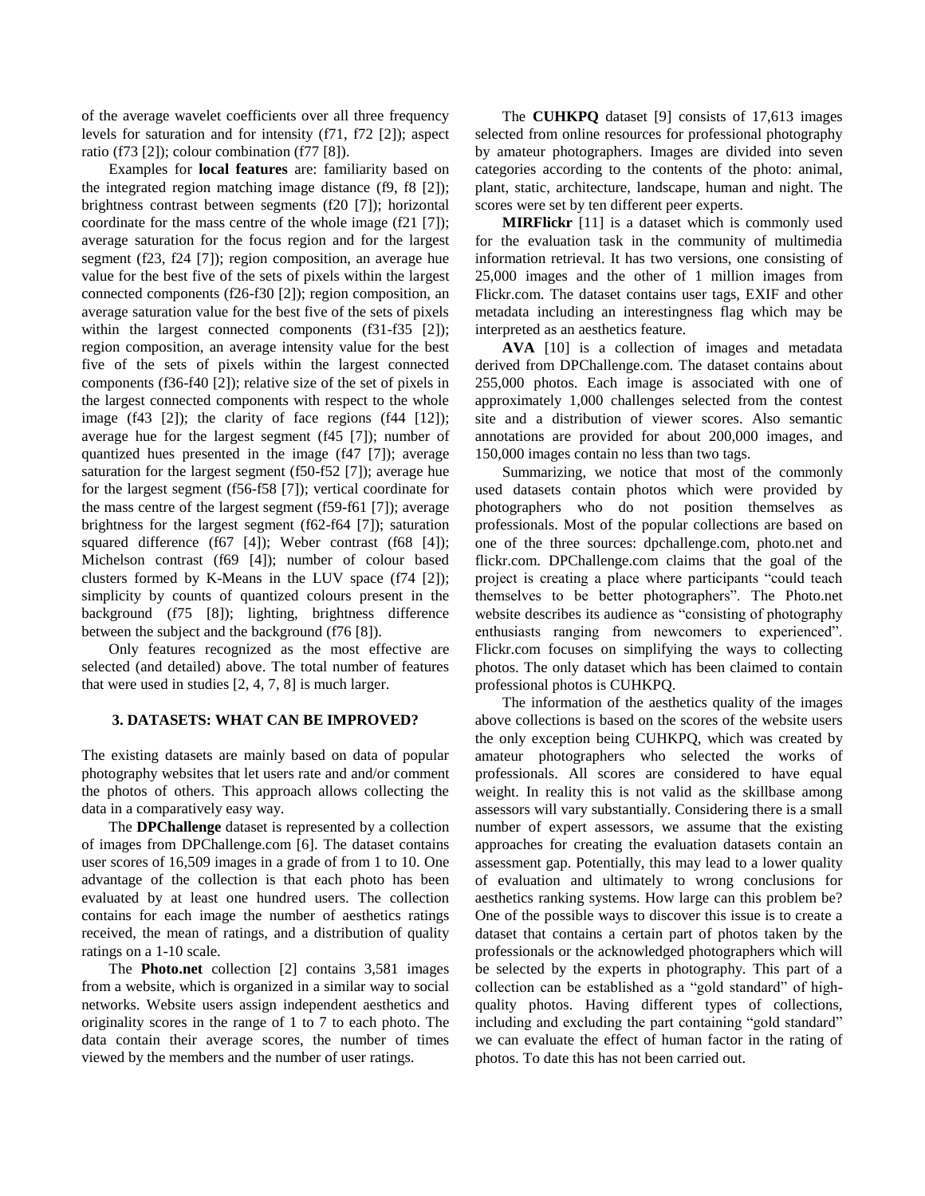of the average wavelet coefficients over all three frequency levels for saturation and for intensity (f71, f72 [2]); aspect ratio (f73 [2]); colour combination (f77 [8]).

Examples for **local features** are: familiarity based on the integrated region matching image distance (f9, f8 [2]); brightness contrast between segments (f20 [7]); horizontal coordinate for the mass centre of the whole image (f21 [7]); average saturation for the focus region and for the largest segment (f23, f24 [7]); region composition, an average hue value for the best five of the sets of pixels within the largest connected components (f26-f30 [2]); region composition, an average saturation value for the best five of the sets of pixels within the largest connected components (f31-f35 [2]); region composition, an average intensity value for the best five of the sets of pixels within the largest connected components (f36-f40 [2]); relative size of the set of pixels in the largest connected components with respect to the whole image (f43 [2]); the clarity of face regions (f44 [12]); average hue for the largest segment (f45 [7]); number of quantized hues presented in the image (f47 [7]); average saturation for the largest segment (f50-f52 [7]); average hue for the largest segment (f56-f58 [7]); vertical coordinate for the mass centre of the largest segment (f59-f61 [7]); average brightness for the largest segment (f62-f64 [7]); saturation squared difference (f67 [4]); Weber contrast (f68 [4]); Michelson contrast (f69 [4]); number of colour based clusters formed by K-Means in the LUV space (f74 [2]); simplicity by counts of quantized colours present in the background (f75 [8]); lighting, brightness difference between the subject and the background (f76 [8]).

Only features recognized as the most effective are selected (and detailed) above. The total number of features that were used in studies [2, 4, 7, 8] is much larger.

## 3. DATASETS: WHAT CAN BE IMPROVED?

The existing datasets are mainly based on data of popular photography websites that let users rate and/or comment the photos of others. This approach allows collecting the data in a comparatively easy way.

The **DPChallenge** dataset is represented by a collection of images from DPChallenge.com [6]. The dataset contains user scores of 16,509 images in a grade of from 1 to 10. One advantage of the collection is that each photo has been evaluated by at least one hundred users. The collection contains for each image the number of aesthetics ratings received, the mean of ratings, and a distribution of quality ratings on a 1-10 scale.

The **Photo.net** collection [2] contains 3,581 images from a website, which is organized in a similar way to social networks. Website users assign independent aesthetics and originality scores in the range of 1 to 7 to each photo. The data contain their average scores, the number of times viewed by the members and the number of user ratings.

The **CUHKPQ** dataset [9] consists of 17,613 images selected from online resources for professional photography by amateur photographers. Images are divided into seven categories according to the contents of the photo: animal, plant, static, architecture, landscape, human and night. The scores were set by ten different peer experts.

**MIRFlickr** [11] is a dataset which is commonly used for the evaluation task in the community of multimedia information retrieval. It has two versions, one consisting of 25,000 images and the other of 1 million images from Flickr.com. The dataset contains user tags, EXIF and other metadata including an interestingness flag which may be interpreted as an aesthetics feature.

**AVA** [10] is a collection of images and metadata derived from DPChallenge.com. The dataset contains about 255,000 photos. Each image is associated with one of approximately 1,000 challenges selected from the contest site and a distribution of viewer scores. Also semantic annotations are provided for about 200,000 images, and 150,000 images contain no less than two tags.

Summarizing, we notice that most of the commonly used datasets contain photos which were provided by photographers who do not position themselves as professionals. Most of the popular collections are based on one of the three sources: dpchallenge.com, photo.net and flickr.com. DPChallenge.com claims that the goal of the project is creating a place where participants "could teach themselves to be better photographers". The Photo.net website describes its audience as "consisting of photography enthusiasts ranging from newcomers to experienced". Flickr.com focuses on simplifying the ways to collecting photos. The only dataset which has been claimed to contain professional photos is CUHKPQ.

The information of the aesthetics quality of the images above collections is based on the scores of the website users the only exception being CUHKPQ, which was created by amateur photographers who selected the works of professionals. All scores are considered to have equal weight. In reality this is not valid as the skillbase among assessors will vary substantially. Considering there is a small number of expert assessors, we assume that the existing approaches for creating the evaluation datasets contain an assessment gap. Potentially, this may lead to a lower quality of evaluation and ultimately to wrong conclusions for aesthetics ranking systems. How large can this problem be? One of the possible ways to discover this issue is to create a dataset that contains a certain part of photos taken by the professionals or the acknowledged photographers which will be selected by the experts in photography. This part of a collection can be established as a "gold standard" of high-quality photos. Having different types of collections, including and excluding the part containing "gold standard" we can evaluate the effect of human factor in the rating of photos. To date this has not been carried out.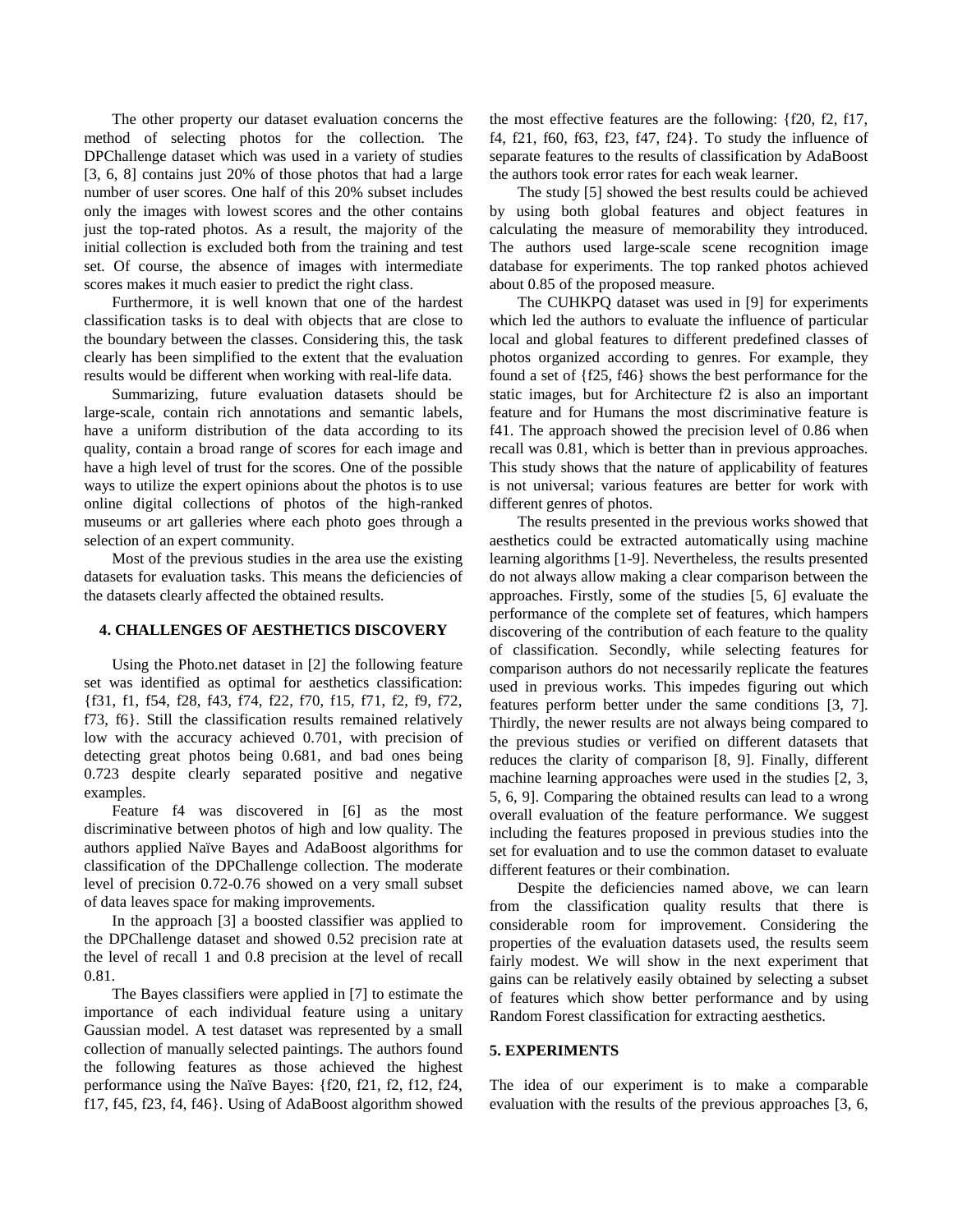The other property our dataset evaluation concerns the method of selecting photos for the collection. The DPChallenge dataset which was used in a variety of studies [3, 6, 8] contains just 20% of those photos that had a large number of user scores. One half of this 20% subset includes only the images with lowest scores and the other contains just the top-rated photos. As a result, the majority of the initial collection is excluded both from the training and test set. Of course, the absence of images with intermediate scores makes it much easier to predict the right class.

Furthermore, it is well known that one of the hardest classification tasks is to deal with objects that are close to the boundary between the classes. Considering this, the task clearly has been simplified to the extent that the evaluation results would be different when working with real-life data.

Summarizing, future evaluation datasets should be large-scale, contain rich annotations and semantic labels, have a uniform distribution of the data according to its quality, contain a broad range of scores for each image and have a high level of trust for the scores. One of the possible ways to utilize the expert opinions about the photos is to use online digital collections of photos of the high-ranked museums or art galleries where each photo goes through a selection of an expert community.

Most of the previous studies in the area use the existing datasets for evaluation tasks. This means the deficiencies of the datasets clearly affected the obtained results.

## 4. CHALLENGES OF AESTHETICS DISCOVERY

Using the Photo.net dataset in [2] the following feature set was identified as optimal for aesthetics classification: {f31, f1, f54, f28, f43, f74, f22, f70, f15, f71, f2, f9, f72, f73, f6}. Still the classification results remained relatively low with the accuracy achieved 0.701, with precision of detecting great photos being 0.681, and bad ones being 0.723 despite clearly separated positive and negative examples.

Feature f4 was discovered in [6] as the most discriminative between photos of high and low quality. The authors applied Naïve Bayes and AdaBoost algorithms for classification of the DPChallenge collection. The moderate level of precision 0.72-0.76 showed on a very small subset of data leaves space for making improvements.

In the approach [3] a boosted classifier was applied to the DPChallenge dataset and showed 0.52 precision rate at the level of recall 1 and 0.8 precision at the level of recall 0.81.

The Bayes classifiers were applied in [7] to estimate the importance of each individual feature using a unitary Gaussian model. A test dataset was represented by a small collection of manually selected paintings. The authors found the following features as those achieved the highest performance using the Naïve Bayes: {f20, f21, f2, f12, f24, f17, f45, f23, f4, f46}. Using of AdaBoost algorithm showed the most effective features are the following: {f20, f2, f17, f4, f21, f60, f63, f23, f47, f24}. To study the influence of separate features to the results of classification by AdaBoost the authors took error rates for each weak learner.

The study [5] showed the best results could be achieved by using both global features and object features in calculating the measure of memorability they introduced. The authors used large-scale scene recognition image database for experiments. The top ranked photos achieved about 0.85 of the proposed measure.

The CUHKPQ dataset was used in [9] for experiments which led the authors to evaluate the influence of particular local and global features to different predefined classes of photos organized according to genres. For example, they found a set of {f25, f46} shows the best performance for the static images, but for Architecture f2 is also an important feature and for Humans the most discriminative feature is f41. The approach showed the precision level of 0.86 when recall was 0.81, which is better than in previous approaches. This study shows that the nature of applicability of features is not universal; various features are better for work with different genres of photos.

The results presented in the previous works showed that aesthetics could be extracted automatically using machine learning algorithms [1-9]. Nevertheless, the results presented do not always allow making a clear comparison between the approaches. Firstly, some of the studies [5, 6] evaluate the performance of the complete set of features, which hampers discovering of the contribution of each feature to the quality of classification. Secondly, while selecting features for comparison authors do not necessarily replicate the features used in previous works. This impedes figuring out which features perform better under the same conditions [3, 7]. Thirdly, the newer results are not always being compared to the previous studies or verified on different datasets that reduces the clarity of comparison [8, 9]. Finally, different machine learning approaches were used in the studies [2, 3, 5, 6, 9]. Comparing the obtained results can lead to a wrong overall evaluation of the feature performance. We suggest including the features proposed in previous studies into the set for evaluation and to use the common dataset to evaluate different features or their combination.

Despite the deficiencies named above, we can learn from the classification quality results that there is considerable room for improvement. Considering the properties of the evaluation datasets used, the results seem fairly modest. We will show in the next experiment that gains can be relatively easily obtained by selecting a subset of features which show better performance and by using Random Forest classification for extracting aesthetics.

## 5. EXPERIMENTS

The idea of our experiment is to make a comparable evaluation with the results of the previous approaches [3, 6,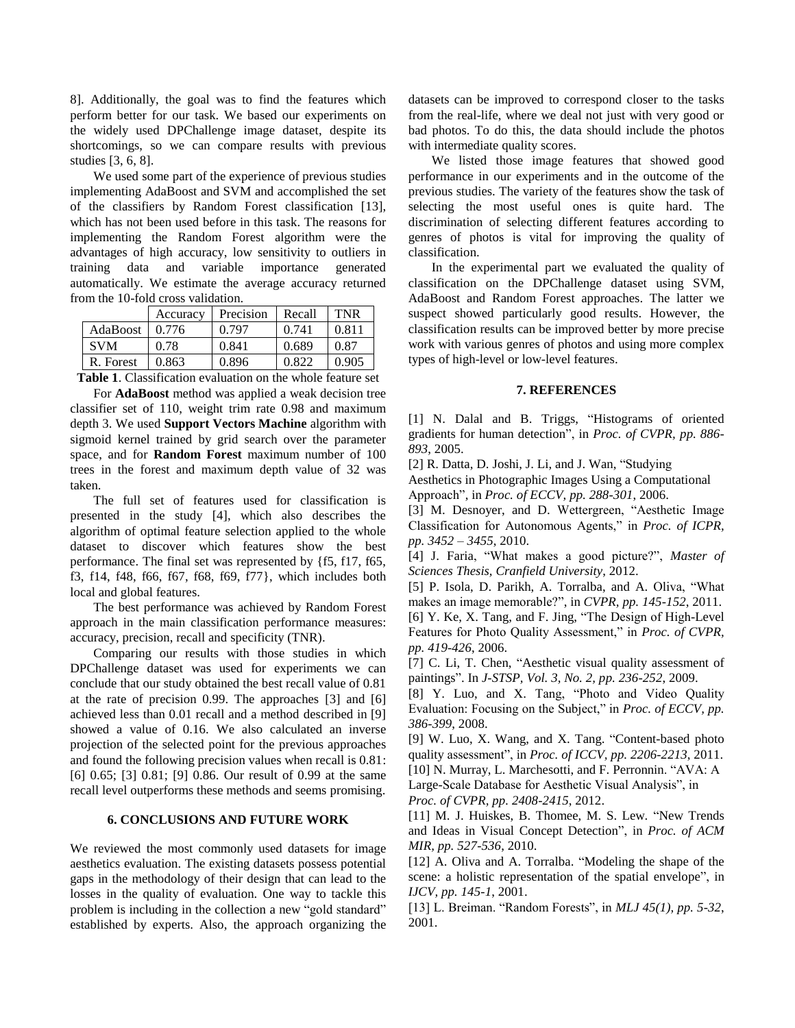8]. Additionally, the goal was to find the features which perform better for our task. We based our experiments on the widely used DPChallenge image dataset, despite its shortcomings, so we can compare results with previous studies [3, 6, 8].

We used some part of the experience of previous studies implementing AdaBoost and SVM and accomplished the set of the classifiers by Random Forest classification [13], which has not been used before in this task. The reasons for implementing the Random Forest algorithm were the advantages of high accuracy, low sensitivity to outliers in training data and variable importance generated automatically. We estimate the average accuracy returned from the 10-fold cross validation.

| | Accuracy | Precision | Recall | TNR |
|---|---|---|---|---|
| AdaBoost | 0.776 | 0.797 | 0.741 | 0.811 |
| SVM | 0.78 | 0.841 | 0.689 | 0.87 |
| R. Forest | 0.863 | 0.896 | 0.822 | 0.905 |

**Table 1**. Classification evaluation on the whole feature set

For **AdaBoost** method was applied a weak decision tree classifier set of 110, weight trim rate 0.98 and maximum depth 3. We used **Support Vectors Machine** algorithm with sigmoid kernel trained by grid search over the parameter space, and for **Random Forest** maximum number of 100 trees in the forest and maximum depth value of 32 was taken.

The full set of features used for classification is presented in the study [4], which also describes the algorithm of optimal feature selection applied to the whole dataset to discover which features show the best performance. The final set was represented by {f5, f17, f65, f3, f14, f48, f66, f67, f68, f69, f77}, which includes both local and global features.

The best performance was achieved by Random Forest approach in the main classification performance measures: accuracy, precision, recall and specificity (TNR).

Comparing our results with those studies in which DPChallenge dataset was used for experiments we can conclude that our study obtained the best recall value of 0.81 at the rate of precision 0.99. The approaches [3] and [6] achieved less than 0.01 recall and a method described in [9] showed a value of 0.16. We also calculated an inverse projection of the selected point for the previous approaches and found the following precision values when recall is 0.81: [6] 0.65; [3] 0.81; [9] 0.86. Our result of 0.99 at the same recall level outperforms these methods and seems promising.

## 6. CONCLUSIONS AND FUTURE WORK

We reviewed the most commonly used datasets for image aesthetics evaluation. The existing datasets possess potential gaps in the methodology of their design that can lead to the losses in the quality of evaluation. One way to tackle this problem is including in the collection a new "gold standard" established by experts. Also, the approach organizing the datasets can be improved to correspond closer to the tasks from the real-life, where we deal not just with very good or bad photos. To do this, the data should include the photos with intermediate quality scores.

We listed those image features that showed good performance in our experiments and in the outcome of the previous studies. The variety of the features show the task of selecting the most useful ones is quite hard. The discrimination of selecting different features according to genres of photos is vital for improving the quality of classification.

In the experimental part we evaluated the quality of classification on the DPChallenge dataset using SVM, AdaBoost and Random Forest approaches. The latter we suspect showed particularly good results. However, the classification results can be improved better by more precise work with various genres of photos and using more complex types of high-level or low-level features.

## 7. REFERENCES

[1] N. Dalal and B. Triggs, "Histograms of oriented gradients for human detection", in *Proc. of CVPR, pp. 886-893*, 2005.

[2] R. Datta, D. Joshi, J. Li, and J. Wan, "Studying Aesthetics in Photographic Images Using a Computational Approach", in *Proc. of ECCV, pp. 288-301*, 2006.

[3] M. Desnoyer, and D. Wettergreen, "Aesthetic Image Classification for Autonomous Agents," in *Proc. of ICPR, pp. 3452 – 3455*, 2010.

[4] J. Faria, "What makes a good picture?", *Master of Sciences Thesis, Cranfield University*, 2012.

[5] P. Isola, D. Parikh, A. Torralba, and A. Oliva, "What makes an image memorable?", in *CVPR, pp. 145-152*, 2011.

[6] Y. Ke, X. Tang, and F. Jing, "The Design of High-Level Features for Photo Quality Assessment," in *Proc. of CVPR, pp. 419-426*, 2006.

[7] C. Li, T. Chen, "Aesthetic visual quality assessment of paintings". In *J-STSP, Vol. 3, No. 2, pp. 236-252*, 2009.

[8] Y. Luo, and X. Tang, "Photo and Video Quality Evaluation: Focusing on the Subject," in *Proc. of ECCV, pp. 386-399*, 2008.

[9] W. Luo, X. Wang, and X. Tang. "Content-based photo quality assessment", in *Proc. of ICCV, pp. 2206-2213*, 2011.

[10] N. Murray, L. Marchesotti, and F. Perronnin. "AVA: A Large-Scale Database for Aesthetic Visual Analysis", in *Proc. of CVPR, pp. 2408-2415*, 2012.

[11] M. J. Huiskes, B. Thomee, M. S. Lew. "New Trends and Ideas in Visual Concept Detection", in *Proc. of ACM MIR, pp. 527-536*, 2010.

[12] A. Oliva and A. Torralba. "Modeling the shape of the scene: a holistic representation of the spatial envelope", in *IJCV, pp. 145-1*, 2001.

[13] L. Breiman. "Random Forests", in *MLJ 45(1), pp. 5-32*, 2001.